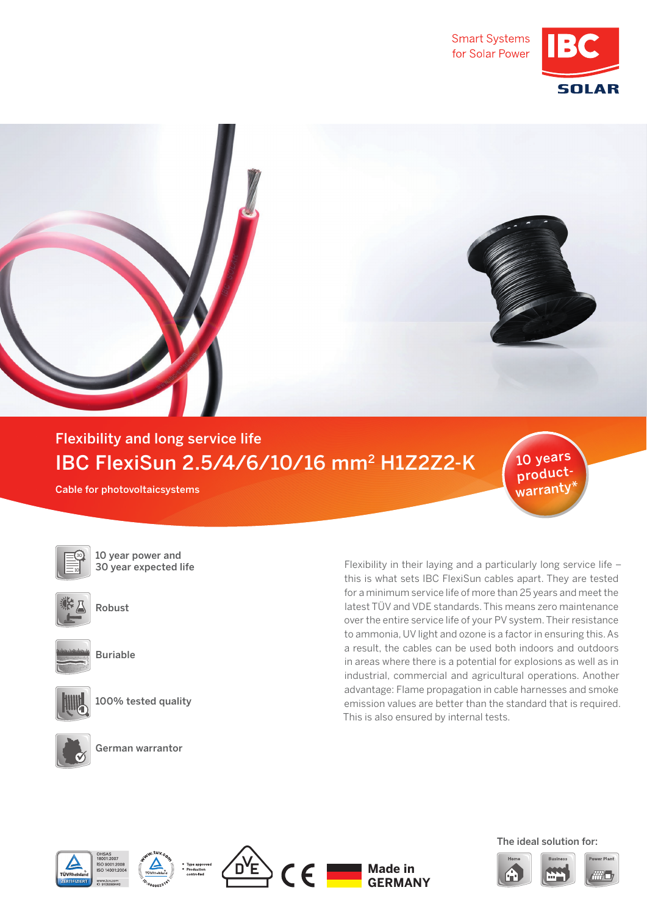Smart Systems for Solar Power

## Flexibility and long service life

# IBC FlexiSun 2.5/4/6/10/16 mm² H1Z2Z2-K

Cable for photovoltaicsystems

10 years product-warranty*

- 10 year power and 30 year expected life
- Robust
- Buriable
- 100% tested quality
- German warrantor

Flexibility in their laying and a particularly long service life – this is what sets IBC FlexiSun cables apart. They are tested for a minimum service life of more than 25 years and meet the latest TÜV and VDE standards. This means zero maintenance over the entire service life of your PV system. Their resistance to ammonia, UV light and ozone is a factor in ensuring this. As a result, the cables can be used both indoors and outdoors in areas where there is a potential for explosions as well as in industrial, commercial and agricultural operations. Another advantage: Flame propagation in cable harnesses and smoke emission values are better than the standard that is required. This is also ensured by internal tests.

OHSAS 18001:2007
ISO 9001:2008
ISO 14001:2004

Made in GERMANY

The ideal solution for:

Home | Business | Power Plant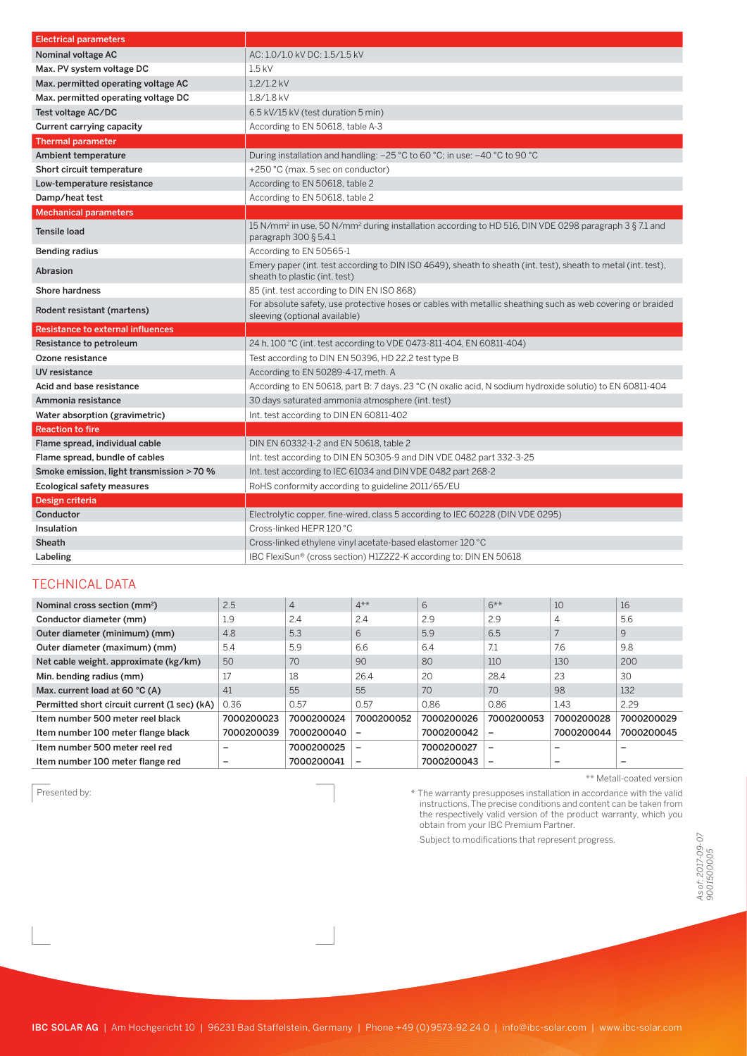| Electrical parameters | |
|---|---|
| Nominal voltage AC | AC: 1.0/1.0 kV DC: 1.5/1.5 kV |
| Max. PV system voltage DC | 1.5 kV |
| Max. permitted operating voltage AC | 1.2/1.2 kV |
| Max. permitted operating voltage DC | 1.8/1.8 kV |
| Test voltage AC/DC | 6.5 kV/15 kV (test duration 5 min) |
| Current carrying capacity | According to EN 50618, table A-3 |
| **Thermal parameter** | |
| Ambient temperature | During installation and handling: −25 °C to 60 °C; in use: −40 °C to 90 °C |
| Short circuit temperature | +250 °C (max. 5 sec on conductor) |
| Low-temperature resistance | According to EN 50618, table 2 |
| Damp/heat test | According to EN 50618, table 2 |
| **Mechanical parameters** | |
| Tensile load | 15 N/mm² in use, 50 N/mm² during installation according to HD 516, DIN VDE 0298 paragraph 3 § 7.1 and paragraph 300 § 5.4.1 |
| Bending radius | According to EN 50565-1 |
| Abrasion | Emery paper (int. test according to DIN ISO 4649), sheath to sheath (int. test), sheath to metal (int. test), sheath to plastic (int. test) |
| Shore hardness | 85 (int. test according to DIN EN ISO 868) |
| Rodent resistant (martens) | For absolute safety, use protective hoses or cables with metallic sheathing such as web covering or braided sleeving (optional available) |
| **Resistance to external influences** | |
| Resistance to petroleum | 24 h, 100 °C (int. test according to VDE 0473-811-404, EN 60811-404) |
| Ozone resistance | Test according to DIN EN 50396, HD 22.2 test type B |
| UV resistance | According to EN 50289-4-17, meth. A |
| Acid and base resistance | According to EN 50618, part B: 7 days, 23 °C (N oxalic acid, N sodium hydroxide solutio) to EN 60811-404 |
| Ammonia resistance | 30 days saturated ammonia atmosphere (int. test) |
| Water absorption (gravimetric) | Int. test according to DIN EN 60811-402 |
| **Reaction to fire** | |
| Flame spread, individual cable | DIN EN 60332-1-2 and EN 50618, table 2 |
| Flame spread, bundle of cables | Int. test according to DIN EN 50305-9 and DIN VDE 0482 part 332-3-25 |
| Smoke emission, light transmission > 70 % | Int. test according to IEC 61034 and DIN VDE 0482 part 268-2 |
| Ecological safety measures | RoHS conformity according to guideline 2011/65/EU |
| **Design criteria** | |
| Conductor | Electrolytic copper, fine-wired, class 5 according to IEC 60228 (DIN VDE 0295) |
| Insulation | Cross-linked HEPR 120 °C |
| Sheath | Cross-linked ethylene vinyl acetate-based elastomer 120 °C |
| Labeling | IBC FlexiSun® (cross section) H1Z2Z2-K according to: DIN EN 50618 |

## TECHNICAL DATA

| Nominal cross section (mm²) | 2.5 | 4 | 4** | 6 | 6** | 10 | 16 |
|---|---|---|---|---|---|---|---|
| Conductor diameter (mm) | 1.9 | 2.4 | 2.4 | 2.9 | 2.9 | 4 | 5.6 |
| Outer diameter (minimum) (mm) | 4.8 | 5.3 | 6 | 5.9 | 6.5 | 7 | 9 |
| Outer diameter (maximum) (mm) | 5.4 | 5.9 | 6.6 | 6.4 | 7.1 | 7.6 | 9.8 |
| Net cable weight. approximate (kg/km) | 50 | 70 | 90 | 80 | 110 | 130 | 200 |
| Min. bending radius (mm) | 17 | 18 | 26.4 | 20 | 28.4 | 23 | 30 |
| Max. current load at 60 °C (A) | 41 | 55 | 55 | 70 | 70 | 98 | 132 |
| Permitted short circuit current (1 sec) (kA) | 0.36 | 0.57 | 0.57 | 0.86 | 0.86 | 1.43 | 2.29 |
| Item number 500 meter reel black | 7000200023 | 7000200024 | 7000200052 | 7000200026 | 7000200053 | 7000200028 | 7000200029 |
| Item number 100 meter flange black | 7000200039 | 7000200040 | – | 7000200042 | – | 7000200044 | 7000200045 |
| Item number 500 meter reel red | – | 7000200025 | – | 7000200027 | – | – | – |
| Item number 100 meter flange red | – | 7000200041 | – | 7000200043 | – | – | – |

** Metall-coated version

Presented by:

* The warranty presupposes installation in accordance with the valid instructions. The precise conditions and content can be taken from the respectively valid version of the product warranty, which you obtain from your IBC Premium Partner.

Subject to modifications that represent progress.

As of: 2017-09-07
9001500005

**IBC SOLAR AG** | Am Hochgericht 10 | 96231 Bad Staffelstein, Germany | Phone +49 (0)9573-92 24 0 | info@ibc-solar.com | www.ibc-solar.com